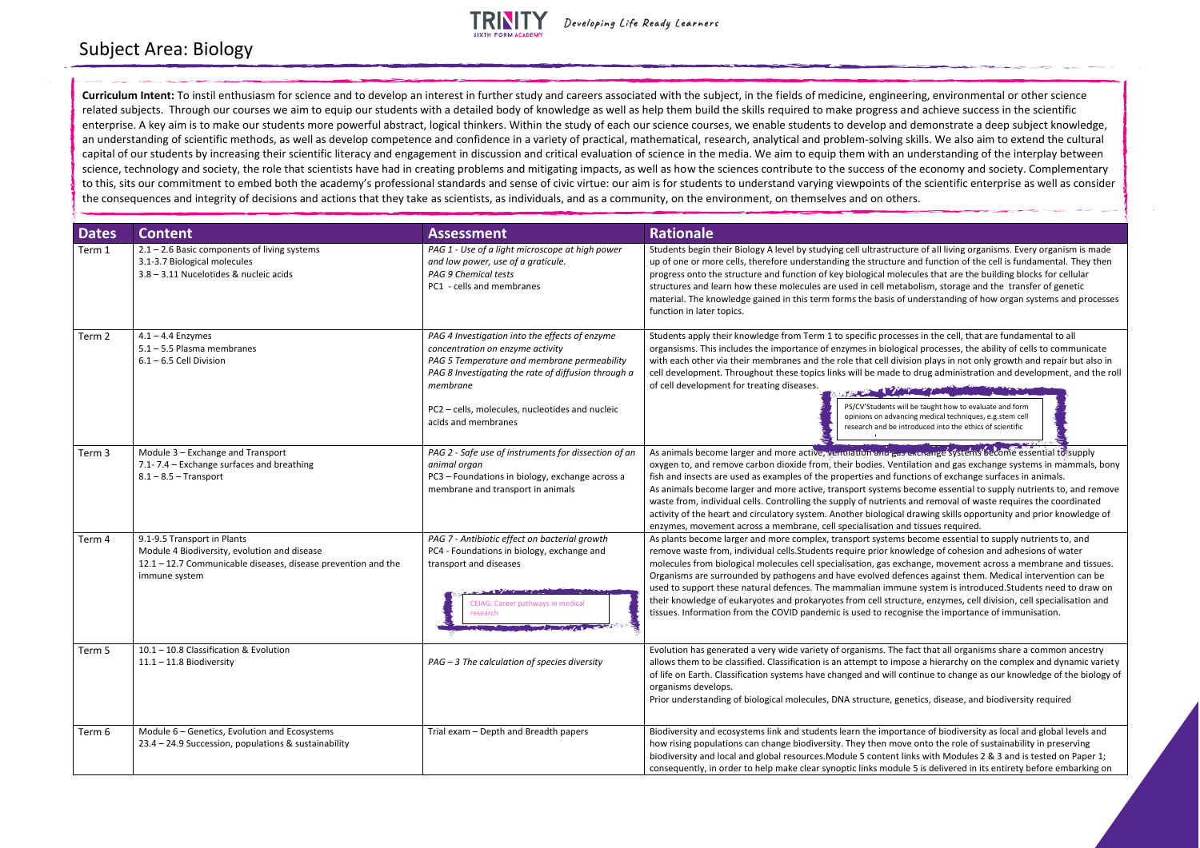# Subject Area: Biology

TRINITY SIXTH FORM ACADEMY — *Developing Life Ready Learners*

**Curriculum Intent:** To instil enthusiasm for science and to develop an interest in further study and careers associated with the subject, in the fields of medicine, engineering, environmental or other science related subjects. Through our courses we aim to equip our students with a detailed body of knowledge as well as help them build the skills required to make progress and achieve success in the scientific enterprise. A key aim is to make our students more powerful abstract, logical thinkers. Within the study of each our science courses, we enable students to develop and demonstrate a deep subject knowledge, an understanding of scientific methods, as well as develop competence and confidence in a variety of practical, mathematical, research, analytical and problem-solving skills. We also aim to extend the cultural capital of our students by increasing their scientific literacy and engagement in discussion and critical evaluation of science in the media. We aim to equip them with an understanding of the interplay between science, technology and society, the role that scientists have had in creating problems and mitigating impacts, as well as how the sciences contribute to the success of the economy and society. Complementary to this, sits our commitment to embed both the academy's professional standards and sense of civic virtue: our aim is for students to understand varying viewpoints of the scientific enterprise as well as consider the consequences and integrity of decisions and actions that they take as scientists, as individuals, and as a community, on the environment, on themselves and on others.

| Dates | Content | Assessment | Rationale |
|---|---|---|---|
| Term 1 | 2.1 – 2.6 Basic components of living systems<br>3.1-3.7 Biological molecules<br>3.8 – 3.11 Nucelotides & nucleic acids | *PAG 1 - Use of a light microscope at high power and low power, use of a graticule.*<br>*PAG 9 Chemical tests*<br>PC1 - cells and membranes | Students begin their Biology A level by studying cell ultrastructure of all living organisms. Every organism is made up of one or more cells, therefore understanding the structure and function of the cell is fundamental. They then progress onto the structure and function of key biological molecules that are the building blocks for cellular structures and learn how these molecules are used in cell metabolism, storage and the transfer of genetic material. The knowledge gained in this term forms the basis of understanding of how organ systems and processes function in later topics. |
| Term 2 | 4.1 – 4.4 Enzymes<br>5.1 – 5.5 Plasma membranes<br>6.1 – 6.5 Cell Division | *PAG 4 Investigation into the effects of enzyme concentration on enzyme activity*<br>*PAG 5 Temperature and membrane permeability*<br>*PAG 8 Investigating the rate of diffusion through a membrane*<br><br>PC2 – cells, molecules, nucleotides and nucleic acids and membranes | Students apply their knowledge from Term 1 to specific processes in the cell, that are fundamental to all organisms. This includes the importance of enzymes in biological processes, the ability of cells to communicate with each other via their membranes and the role that cell division plays in not only growth and repair but also in cell development. Throughout these topics links will be made to drug administration and development, and the roll of cell development for treating diseases.<br><br>PS/CV Students will be taught how to evaluate and form opinions on advancing medical techniques, e.g.stem cell research and be introduced into the ethics of scientific |
| Term 3 | Module 3 – Exchange and Transport<br>7.1- 7.4 – Exchange surfaces and breathing<br>8.1 – 8.5 – Transport | *PAG 2 - Safe use of instruments for dissection of an animal organ*<br>PC3 – Foundations in biology, exchange across a membrane and transport in animals | As animals become larger and more active, ventilation and gas exchange systems become essential to supply oxygen to, and remove carbon dioxide from, their bodies. Ventilation and gas exchange systems in mammals, bony fish and insects are used as examples of the properties and functions of exchange surfaces in animals.<br>As animals become larger and more active, transport systems become essential to supply nutrients to, and remove waste from, individual cells. Controlling the supply of nutrients and removal of waste requires the coordinated activity of the heart and circulatory system. Another biological drawing skills opportunity and prior knowledge of enzymes, movement across a membrane, cell specialisation and tissues required. |
| Term 4 | 9.1-9.5 Transport in Plants<br>Module 4 Biodiversity, evolution and disease<br>12.1 – 12.7 Communicable diseases, disease prevention and the immune system | *PAG 7 - Antibiotic effect on bacterial growth*<br>PC4 - Foundations in biology, exchange and transport and diseases<br><br>CEIAG: Career pathways in medical research | As plants become larger and more complex, transport systems become essential to supply nutrients to, and remove waste from, individual cells.Students require prior knowledge of cohesion and adhesions of water molecules from biological molecules cell specialisation, gas exchange, movement across a membrane and tissues. Organisms are surrounded by pathogens and have evolved defences against them. Medical intervention can be used to support these natural defences. The mammalian immune system is introduced.Students need to draw on their knowledge of eukaryotes and prokaryotes from cell structure, enzymes, cell division, cell specialisation and tissues. Information from the COVID pandemic is used to recognise the importance of immunisation. |
| Term 5 | 10.1 – 10.8 Classification & Evolution<br>11.1 – 11.8 Biodiversity | *PAG – 3 The calculation of species diversity* | Evolution has generated a very wide variety of organisms. The fact that all organisms share a common ancestry allows them to be classified. Classification is an attempt to impose a hierarchy on the complex and dynamic variety of life on Earth. Classification systems have changed and will continue to change as our knowledge of the biology of organisms develops.<br>Prior understanding of biological molecules, DNA structure, genetics, disease, and biodiversity required |
| Term 6 | Module 6 – Genetics, Evolution and Ecosystems<br>23.4 – 24.9 Succession, populations & sustainability | Trial exam – Depth and Breadth papers | Biodiversity and ecosystems link and students learn the importance of biodiversity as local and global levels and how rising populations can change biodiversity. They then move onto the role of sustainability in preserving biodiversity and local and global resources.Module 5 content links with Modules 2 & 3 and is tested on Paper 1; consequently, in order to help make clear synoptic links module 5 is delivered in its entirety before embarking on |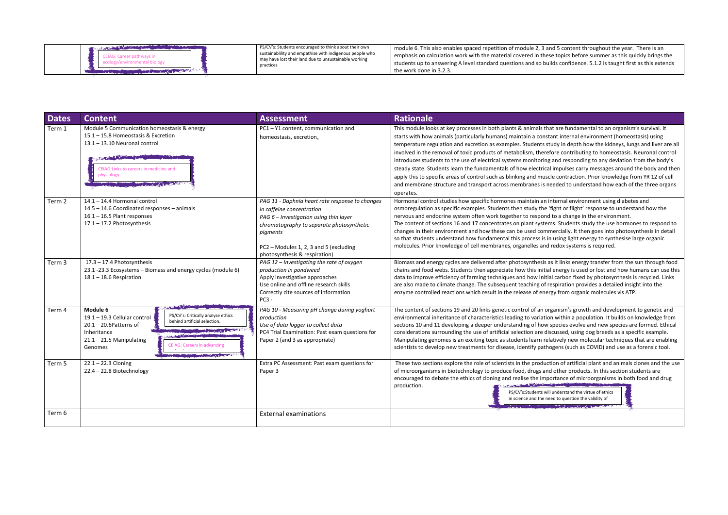| | | | |
|---|---|---|---|
| | CEIAG: Career pathways in ecology/environmental biology | PS/CV's: Students encouraged to think about their own sustainablility and empathise with indigenous people who may have lost their land due to unsustainable working practices | module 6. This also enables spaced repetition of module 2, 3 and 5 content throughout the year. There is an emphasis on calculation work with the material covered in these topics before summer as this quickly brings the students up to answering A level standard questions and so builds confidence. 5.1.2 is taught first as this extends the work done in 3.2.3. |

| Dates | Content | Assessment | Rationale |
|---|---|---|---|
| Term 1 | Module 5 Communication homeostasis & energy<br>15.1 – 15.8 Homeostasis & Excretion<br>13.1 – 13.10 Neuronal control<br>CEIAG:Links to careers in medicine and physiology. | PC1 – Y1 content, communication and homeostasis, excretion, | This module looks at key processes in both plants & animals that are fundamental to an organism's survival. It starts with how animals (particularly humans) maintain a constant internal environment (homeostasis) using temperature regulation and excretion as examples. Students study in depth how the kidneys, lungs and liver are all involved in the removal of toxic products of metabolism, therefore contributing to homeostasis. Neuronal control introduces students to the use of electrical systems monitoring and responding to any deviation from the body's steady state. Students learn the fundamentals of how electrical impulses carry messages around the body and then apply this to specific areas of control such as blinking and muscle contraction. Prior knowledge from YR 12 of cell and membrane structure and transport across membranes is needed to understand how each of the three organs operates. |
| Term 2 | 14.1 – 14.4 Hormonal control<br>14.5 – 14.6 Coordinated responses – animals<br>16.1 – 16.5 Plant responses<br>17.1 – 17.2 Photosynthesis | *PAG 11 - Daphnia heart rate response to changes in caffeine concentration*<br>*PAG 6 – Investigation using thin layer chromatography to separate photosynthetic pigments*<br><br>PC2 – Modules 1, 2, 3 and 5 (excluding photosynthesis & respiration) | Hormonal control studies how specific hormones maintain an internal environment using diabetes and osmoregulation as specific examples. Students then study the 'fight or flight' response to understand how the nervous and endocrine system often work together to respond to a change in the environment.<br>The content of sections 16 and 17 concentrates on plant systems. Students study the use hormones to respond to changes in their environment and how these can be used commercially. It then goes into photosynthesis in detail so that students understand how fundamental this process is in using light energy to synthesise large organic molecules. Prior knowledge of cell membranes, organelles and redox systems is required. |
| Term 3 | 17.3 – 17.4 Photosynthesis<br>23.1 -23.3 Ecosystems – Biomass and energy cycles (module 6)<br>18.1 – 18.6 Respiration | *PAG 12 – Investigating the rate of oxygen production in pondweed*<br>Apply investigative approaches<br>Use online and offline research skills<br>Correctly cite sources of information<br>PC3 - | Biomass and energy cycles are delivered after photosynthesis as it links energy transfer from the sun through food chains and food webs. Students then appreciate how this initial energy is used or lost and how humans can use this data to improve efficiency of farming techniques and how initial carbon fixed by photosynthesis is recycled. Links are also made to climate change. The subsequent teaching of respiration provides a detailed insight into the enzyme controlled reactions which result in the release of energy from organic molecules vis ATP. |
| Term 4 | **Module 6**<br>19.1 – 19.3 Cellular control<br>20.1 – 20.6Patterns of Inheritance<br>21.1 – 21.5 Manipulating Genomes<br>PS/CV's: Critically analyse ethics behind artificial selection.<br>CEIAG: Careers in advancing | *PAG 10 - Measuring pH change during yoghurt production*<br>*Use of data logger to collect data*<br>PC4 Trial Examination: Past exam questions for Paper 2 (and 3 as appropriate) | The content of sections 19 and 20 links genetic control of an organism's growth and development to genetic and environmental inheritance of characteristics leading to variation within a population. It builds on knowledge from sections 10 and 11 developing a deeper understanding of how species evolve and new species are formed. Ethical considerations surrounding the use of artificial selection are discussed, using dog breeds as a specific example. Manipulating genomes is an exciting topic as students learn relatively new molecular techniques that are enabling scientists to develop new treatments for disease, identify pathogens (such as COVID) and use as a forensic tool. |
| Term 5 | 22.1 – 22.3 Cloning<br>22.4 – 22.8 Biotechnology | Extra PC Assessment: Past exam questions for Paper 3 | These two sections explore the role of scientists in the production of artificial plant and animals clones and the use of microorganisms in biotechnology to produce food, drugs and other products. In this section students are encouraged to debate the ethics of cloning and realise the importance of microorganisms in both food and drug production.<br>PS/CV's:Students will understand the virtue of ethics in science and the need to question the validity of |
| Term 6 | | External examinations | |